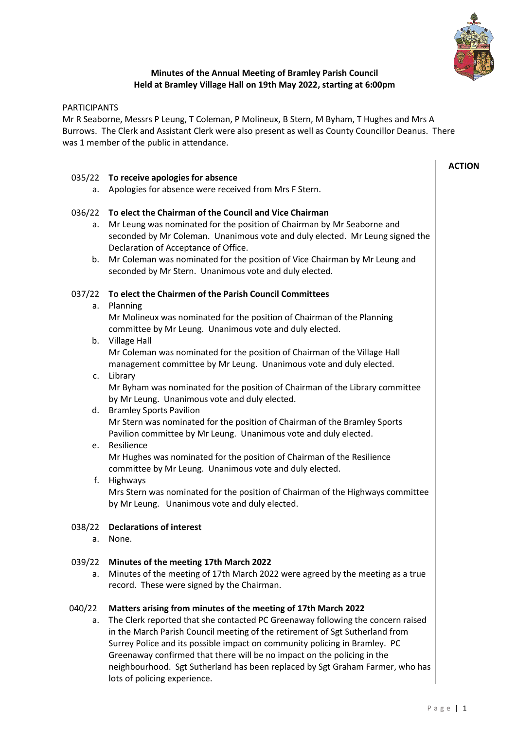**Minutes of the Annual Meeting of Bramley Parish Council**
**Held at Bramley Village Hall on 19th May 2022, starting at 6:00pm**

PARTICIPANTS

Mr R Seaborne, Messrs P Leung, T Coleman, P Molineux, B Stern, M Byham, T Hughes and Mrs A Burrows. The Clerk and Assistant Clerk were also present as well as County Councillor Deanus. There was 1 member of the public in attendance.

**ACTION**

**035/22 To receive apologies for absence**

a. Apologies for absence were received from Mrs F Stern.

**036/22 To elect the Chairman of the Council and Vice Chairman**

a. Mr Leung was nominated for the position of Chairman by Mr Seaborne and seconded by Mr Coleman. Unanimous vote and duly elected. Mr Leung signed the Declaration of Acceptance of Office.

b. Mr Coleman was nominated for the position of Vice Chairman by Mr Leung and seconded by Mr Stern. Unanimous vote and duly elected.

**037/22 To elect the Chairmen of the Parish Council Committees**

a. Planning
Mr Molineux was nominated for the position of Chairman of the Planning committee by Mr Leung. Unanimous vote and duly elected.

b. Village Hall
Mr Coleman was nominated for the position of Chairman of the Village Hall management committee by Mr Leung. Unanimous vote and duly elected.

c. Library
Mr Byham was nominated for the position of Chairman of the Library committee by Mr Leung. Unanimous vote and duly elected.

d. Bramley Sports Pavilion
Mr Stern was nominated for the position of Chairman of the Bramley Sports Pavilion committee by Mr Leung. Unanimous vote and duly elected.

e. Resilience
Mr Hughes was nominated for the position of Chairman of the Resilience committee by Mr Leung. Unanimous vote and duly elected.

f. Highways
Mrs Stern was nominated for the position of Chairman of the Highways committee by Mr Leung. Unanimous vote and duly elected.

**038/22 Declarations of interest**

a. None.

**039/22 Minutes of the meeting 17th March 2022**

a. Minutes of the meeting of 17th March 2022 were agreed by the meeting as a true record. These were signed by the Chairman.

**040/22 Matters arising from minutes of the meeting of 17th March 2022**

a. The Clerk reported that she contacted PC Greenaway following the concern raised in the March Parish Council meeting of the retirement of Sgt Sutherland from Surrey Police and its possible impact on community policing in Bramley. PC Greenaway confirmed that there will be no impact on the policing in the neighbourhood. Sgt Sutherland has been replaced by Sgt Graham Farmer, who has lots of policing experience.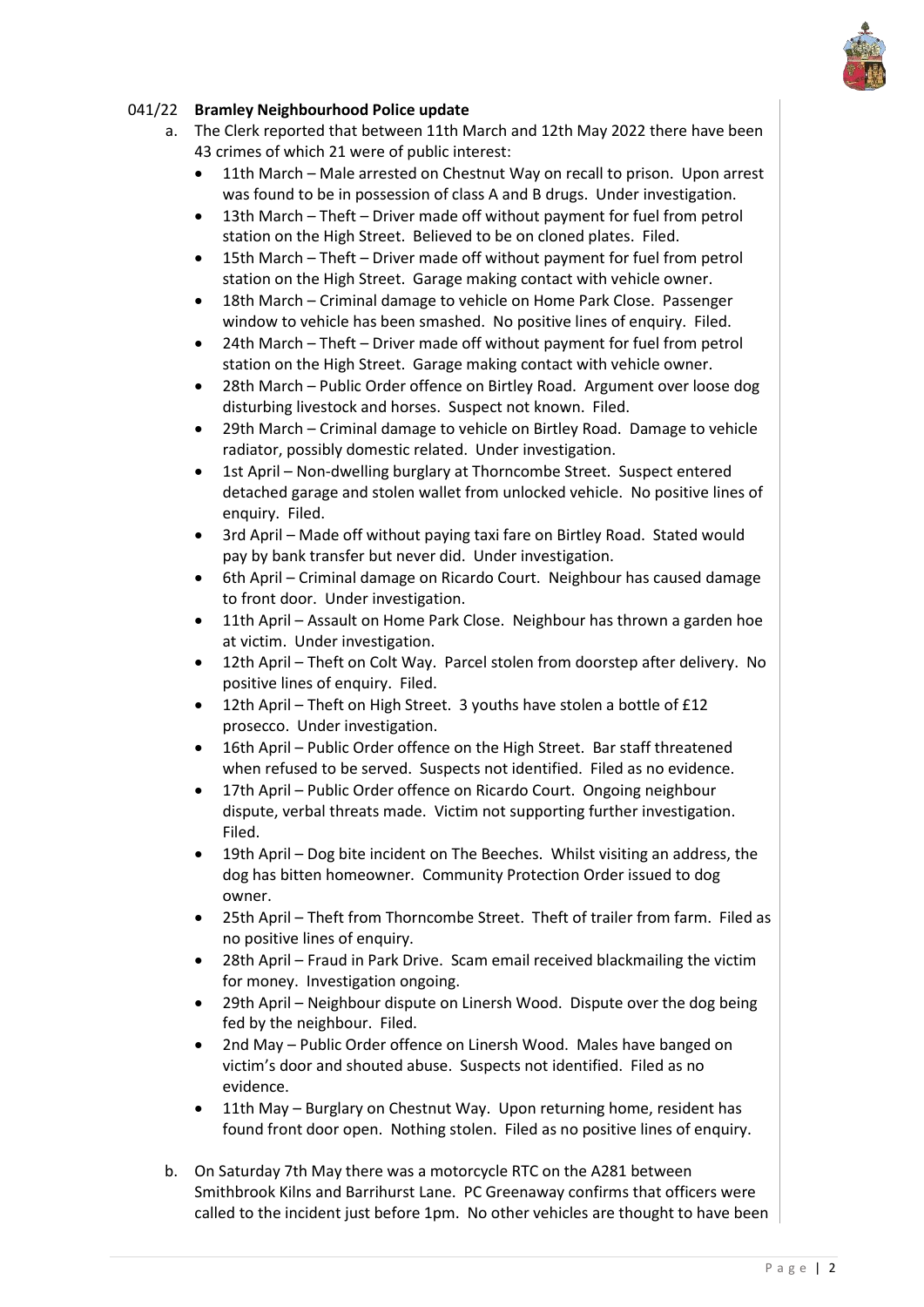041/22 **Bramley Neighbourhood Police update**

a. The Clerk reported that between 11th March and 12th May 2022 there have been 43 crimes of which 21 were of public interest:
   - 11th March – Male arrested on Chestnut Way on recall to prison. Upon arrest was found to be in possession of class A and B drugs. Under investigation.
   - 13th March – Theft – Driver made off without payment for fuel from petrol station on the High Street. Believed to be on cloned plates. Filed.
   - 15th March – Theft – Driver made off without payment for fuel from petrol station on the High Street. Garage making contact with vehicle owner.
   - 18th March – Criminal damage to vehicle on Home Park Close. Passenger window to vehicle has been smashed. No positive lines of enquiry. Filed.
   - 24th March – Theft – Driver made off without payment for fuel from petrol station on the High Street. Garage making contact with vehicle owner.
   - 28th March – Public Order offence on Birtley Road. Argument over loose dog disturbing livestock and horses. Suspect not known. Filed.
   - 29th March – Criminal damage to vehicle on Birtley Road. Damage to vehicle radiator, possibly domestic related. Under investigation.
   - 1st April – Non-dwelling burglary at Thorncombe Street. Suspect entered detached garage and stolen wallet from unlocked vehicle. No positive lines of enquiry. Filed.
   - 3rd April – Made off without paying taxi fare on Birtley Road. Stated would pay by bank transfer but never did. Under investigation.
   - 6th April – Criminal damage on Ricardo Court. Neighbour has caused damage to front door. Under investigation.
   - 11th April – Assault on Home Park Close. Neighbour has thrown a garden hoe at victim. Under investigation.
   - 12th April – Theft on Colt Way. Parcel stolen from doorstep after delivery. No positive lines of enquiry. Filed.
   - 12th April – Theft on High Street. 3 youths have stolen a bottle of £12 prosecco. Under investigation.
   - 16th April – Public Order offence on the High Street. Bar staff threatened when refused to be served. Suspects not identified. Filed as no evidence.
   - 17th April – Public Order offence on Ricardo Court. Ongoing neighbour dispute, verbal threats made. Victim not supporting further investigation. Filed.
   - 19th April – Dog bite incident on The Beeches. Whilst visiting an address, the dog has bitten homeowner. Community Protection Order issued to dog owner.
   - 25th April – Theft from Thorncombe Street. Theft of trailer from farm. Filed as no positive lines of enquiry.
   - 28th April – Fraud in Park Drive. Scam email received blackmailing the victim for money. Investigation ongoing.
   - 29th April – Neighbour dispute on Linersh Wood. Dispute over the dog being fed by the neighbour. Filed.
   - 2nd May – Public Order offence on Linersh Wood. Males have banged on victim's door and shouted abuse. Suspects not identified. Filed as no evidence.
   - 11th May – Burglary on Chestnut Way. Upon returning home, resident has found front door open. Nothing stolen. Filed as no positive lines of enquiry.

b. On Saturday 7th May there was a motorcycle RTC on the A281 between Smithbrook Kilns and Barrihurst Lane. PC Greenaway confirms that officers were called to the incident just before 1pm. No other vehicles are thought to have been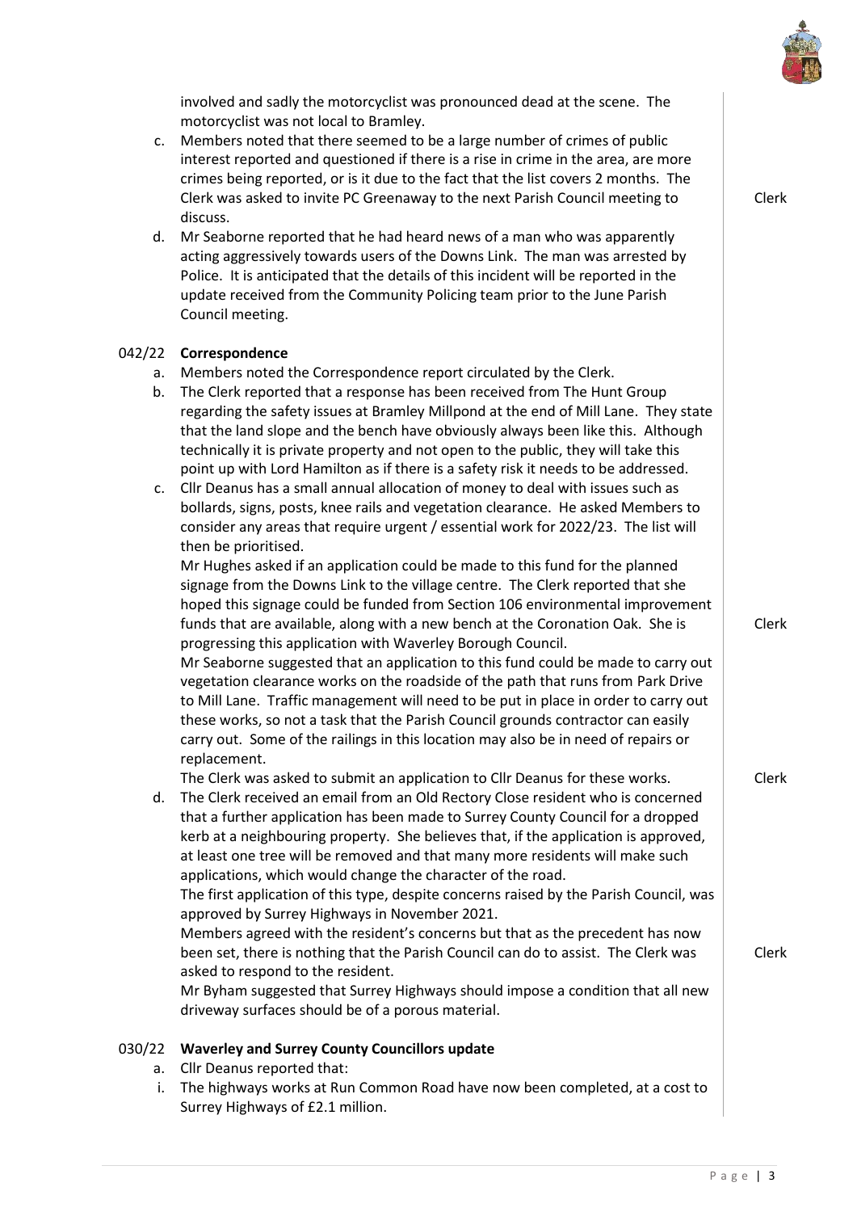involved and sadly the motorcyclist was pronounced dead at the scene. The motorcyclist was not local to Bramley.

c. Members noted that there seemed to be a large number of crimes of public interest reported and questioned if there is a rise in crime in the area, are more crimes being reported, or is it due to the fact that the list covers 2 months. The Clerk was asked to invite PC Greenaway to the next Parish Council meeting to discuss. **Clerk**

d. Mr Seaborne reported that he had heard news of a man who was apparently acting aggressively towards users of the Downs Link. The man was arrested by Police. It is anticipated that the details of this incident will be reported in the update received from the Community Policing team prior to the June Parish Council meeting.

## 042/22 Correspondence

a. Members noted the Correspondence report circulated by the Clerk.

b. The Clerk reported that a response has been received from The Hunt Group regarding the safety issues at Bramley Millpond at the end of Mill Lane. They state that the land slope and the bench have obviously always been like this. Although technically it is private property and not open to the public, they will take this point up with Lord Hamilton as if there is a safety risk it needs to be addressed.

c. Cllr Deanus has a small annual allocation of money to deal with issues such as bollards, signs, posts, knee rails and vegetation clearance. He asked Members to consider any areas that require urgent / essential work for 2022/23. The list will then be prioritised.

   Mr Hughes asked if an application could be made to this fund for the planned signage from the Downs Link to the village centre. The Clerk reported that she hoped this signage could be funded from Section 106 environmental improvement funds that are available, along with a new bench at the Coronation Oak. She is progressing this application with Waverley Borough Council. **Clerk**

   Mr Seaborne suggested that an application to this fund could be made to carry out vegetation clearance works on the roadside of the path that runs from Park Drive to Mill Lane. Traffic management will need to be put in place in order to carry out these works, so not a task that the Parish Council grounds contractor can easily carry out. Some of the railings in this location may also be in need of repairs or replacement.

   The Clerk was asked to submit an application to Cllr Deanus for these works. **Clerk**

d. The Clerk received an email from an Old Rectory Close resident who is concerned that a further application has been made to Surrey County Council for a dropped kerb at a neighbouring property. She believes that, if the application is approved, at least one tree will be removed and that many more residents will make such applications, which would change the character of the road.

   The first application of this type, despite concerns raised by the Parish Council, was approved by Surrey Highways in November 2021.

   Members agreed with the resident's concerns but that as the precedent has now been set, there is nothing that the Parish Council can do to assist. The Clerk was asked to respond to the resident. **Clerk**

   Mr Byham suggested that Surrey Highways should impose a condition that all new driveway surfaces should be of a porous material.

## 030/22 Waverley and Surrey County Councillors update

a. Cllr Deanus reported that:

   i. The highways works at Run Common Road have now been completed, at a cost to Surrey Highways of £2.1 million.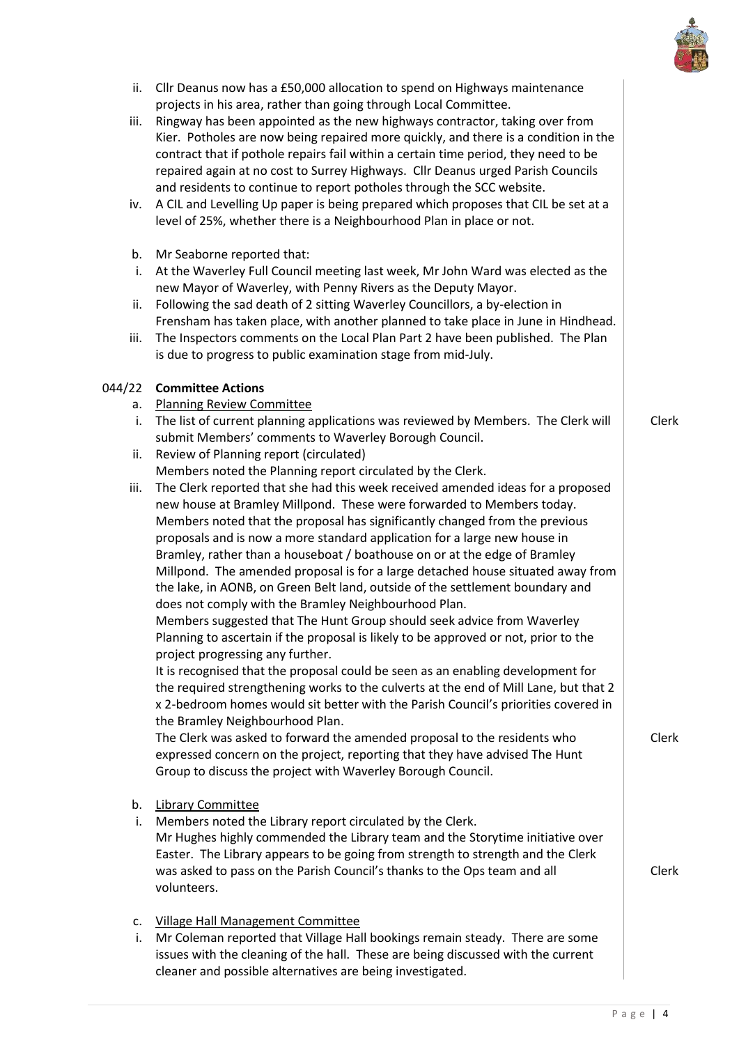ii. Cllr Deanus now has a £50,000 allocation to spend on Highways maintenance projects in his area, rather than going through Local Committee.

iii. Ringway has been appointed as the new highways contractor, taking over from Kier. Potholes are now being repaired more quickly, and there is a condition in the contract that if pothole repairs fail within a certain time period, they need to be repaired again at no cost to Surrey Highways. Cllr Deanus urged Parish Councils and residents to continue to report potholes through the SCC website.

iv. A CIL and Levelling Up paper is being prepared which proposes that CIL be set at a level of 25%, whether there is a Neighbourhood Plan in place or not.

b. Mr Seaborne reported that:

i. At the Waverley Full Council meeting last week, Mr John Ward was elected as the new Mayor of Waverley, with Penny Rivers as the Deputy Mayor.

ii. Following the sad death of 2 sitting Waverley Councillors, a by-election in Frensham has taken place, with another planned to take place in June in Hindhead.

iii. The Inspectors comments on the Local Plan Part 2 have been published. The Plan is due to progress to public examination stage from mid-July.

**044/22 Committee Actions**

a. Planning Review Committee

i. The list of current planning applications was reviewed by Members. The Clerk will submit Members' comments to Waverley Borough Council. — **Clerk**

ii. Review of Planning report (circulated)
Members noted the Planning report circulated by the Clerk.

iii. The Clerk reported that she had this week received amended ideas for a proposed new house at Bramley Millpond. These were forwarded to Members today.
Members noted that the proposal has significantly changed from the previous proposals and is now a more standard application for a large new house in Bramley, rather than a houseboat / boathouse on or at the edge of Bramley Millpond. The amended proposal is for a large detached house situated away from the lake, in AONB, on Green Belt land, outside of the settlement boundary and does not comply with the Bramley Neighbourhood Plan.
Members suggested that The Hunt Group should seek advice from Waverley Planning to ascertain if the proposal is likely to be approved or not, prior to the project progressing any further.
It is recognised that the proposal could be seen as an enabling development for the required strengthening works to the culverts at the end of Mill Lane, but that 2 x 2-bedroom homes would sit better with the Parish Council's priorities covered in the Bramley Neighbourhood Plan.
The Clerk was asked to forward the amended proposal to the residents who expressed concern on the project, reporting that they have advised The Hunt Group to discuss the project with Waverley Borough Council. — **Clerk**

b. Library Committee

i. Members noted the Library report circulated by the Clerk.
Mr Hughes highly commended the Library team and the Storytime initiative over Easter. The Library appears to be going from strength to strength and the Clerk was asked to pass on the Parish Council's thanks to the Ops team and all volunteers. — **Clerk**

c. Village Hall Management Committee

i. Mr Coleman reported that Village Hall bookings remain steady. There are some issues with the cleaning of the hall. These are being discussed with the current cleaner and possible alternatives are being investigated.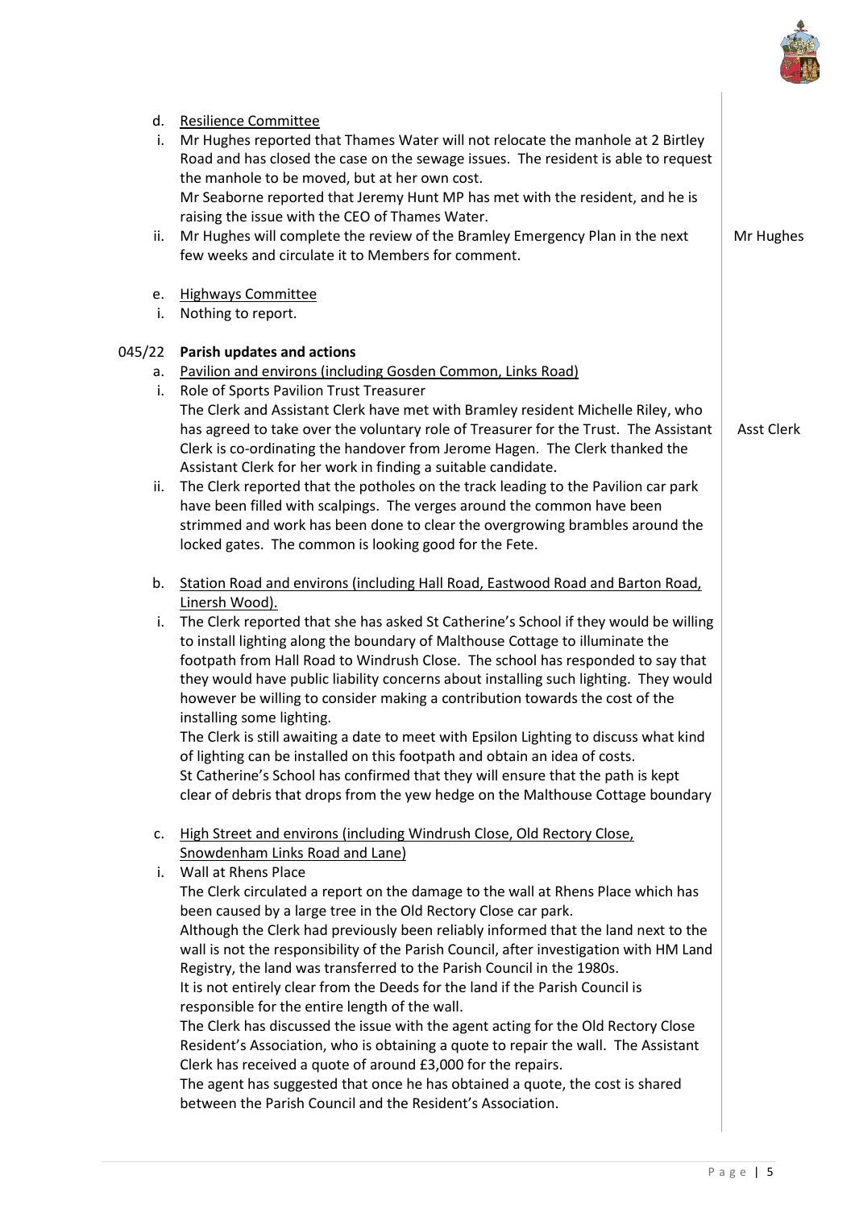d. Resilience Committee

i. Mr Hughes reported that Thames Water will not relocate the manhole at 2 Birtley Road and has closed the case on the sewage issues. The resident is able to request the manhole to be moved, but at her own cost.
Mr Seaborne reported that Jeremy Hunt MP has met with the resident, and he is raising the issue with the CEO of Thames Water.

ii. Mr Hughes will complete the review of the Bramley Emergency Plan in the next few weeks and circulate it to Members for comment. — **Mr Hughes**

e. Highways Committee

i. Nothing to report.

## 045/22 Parish updates and actions

a. Pavilion and environs (including Gosden Common, Links Road)

i. Role of Sports Pavilion Trust Treasurer
The Clerk and Assistant Clerk have met with Bramley resident Michelle Riley, who has agreed to take over the voluntary role of Treasurer for the Trust. The Assistant Clerk is co-ordinating the handover from Jerome Hagen. The Clerk thanked the Assistant Clerk for her work in finding a suitable candidate. — **Asst Clerk**

ii. The Clerk reported that the potholes on the track leading to the Pavilion car park have been filled with scalpings. The verges around the common have been strimmed and work has been done to clear the overgrowing brambles around the locked gates. The common is looking good for the Fete.

b. Station Road and environs (including Hall Road, Eastwood Road and Barton Road, Linersh Wood).

i. The Clerk reported that she has asked St Catherine's School if they would be willing to install lighting along the boundary of Malthouse Cottage to illuminate the footpath from Hall Road to Windrush Close. The school has responded to say that they would have public liability concerns about installing such lighting. They would however be willing to consider making a contribution towards the cost of the installing some lighting.
The Clerk is still awaiting a date to meet with Epsilon Lighting to discuss what kind of lighting can be installed on this footpath and obtain an idea of costs.
St Catherine's School has confirmed that they will ensure that the path is kept clear of debris that drops from the yew hedge on the Malthouse Cottage boundary

c. High Street and environs (including Windrush Close, Old Rectory Close, Snowdenham Links Road and Lane)

i. Wall at Rhens Place
The Clerk circulated a report on the damage to the wall at Rhens Place which has been caused by a large tree in the Old Rectory Close car park.
Although the Clerk had previously been reliably informed that the land next to the wall is not the responsibility of the Parish Council, after investigation with HM Land Registry, the land was transferred to the Parish Council in the 1980s.
It is not entirely clear from the Deeds for the land if the Parish Council is responsible for the entire length of the wall.
The Clerk has discussed the issue with the agent acting for the Old Rectory Close Resident's Association, who is obtaining a quote to repair the wall. The Assistant Clerk has received a quote of around £3,000 for the repairs.
The agent has suggested that once he has obtained a quote, the cost is shared between the Parish Council and the Resident's Association.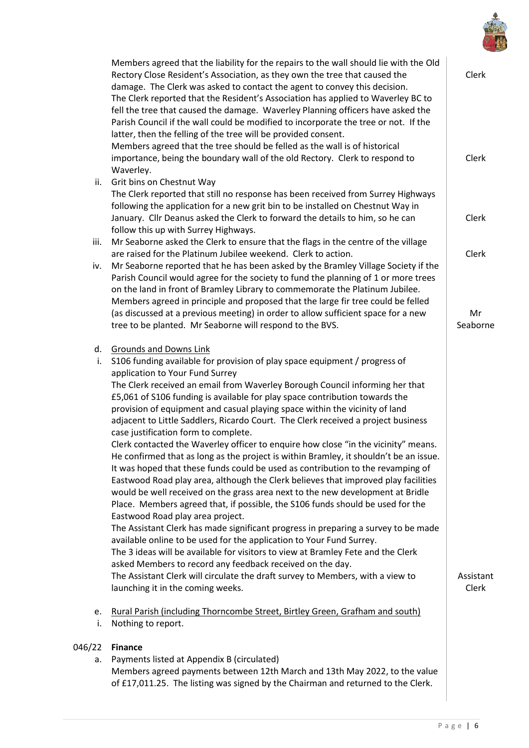Members agreed that the liability for the repairs to the wall should lie with the Old Rectory Close Resident's Association, as they own the tree that caused the damage. The Clerk was asked to contact the agent to convey this decision. **Clerk**

The Clerk reported that the Resident's Association has applied to Waverley BC to fell the tree that caused the damage. Waverley Planning officers have asked the Parish Council if the wall could be modified to incorporate the tree or not. If the latter, then the felling of the tree will be provided consent.

Members agreed that the tree should be felled as the wall is of historical importance, being the boundary wall of the old Rectory. Clerk to respond to Waverley. **Clerk**

ii. Grit bins on Chestnut Way

The Clerk reported that still no response has been received from Surrey Highways following the application for a new grit bin to be installed on Chestnut Way in January. Cllr Deanus asked the Clerk to forward the details to him, so he can follow this up with Surrey Highways. **Clerk**

iii. Mr Seaborne asked the Clerk to ensure that the flags in the centre of the village are raised for the Platinum Jubilee weekend. Clerk to action. **Clerk**

iv. Mr Seaborne reported that he has been asked by the Bramley Village Society if the Parish Council would agree for the society to fund the planning of 1 or more trees on the land in front of Bramley Library to commemorate the Platinum Jubilee. Members agreed in principle and proposed that the large fir tree could be felled (as discussed at a previous meeting) in order to allow sufficient space for a new tree to be planted. Mr Seaborne will respond to the BVS. **Mr Seaborne**

d. <u>Grounds and Downs Link</u>

i. S106 funding available for provision of play space equipment / progress of application to Your Fund Surrey

The Clerk received an email from Waverley Borough Council informing her that £5,061 of S106 funding is available for play space contribution towards the provision of equipment and casual playing space within the vicinity of land adjacent to Little Saddlers, Ricardo Court. The Clerk received a project business case justification form to complete.

Clerk contacted the Waverley officer to enquire how close "in the vicinity" means. He confirmed that as long as the project is within Bramley, it shouldn't be an issue. It was hoped that these funds could be used as contribution to the revamping of Eastwood Road play area, although the Clerk believes that improved play facilities would be well received on the grass area next to the new development at Bridle Place. Members agreed that, if possible, the S106 funds should be used for the Eastwood Road play area project.

The Assistant Clerk has made significant progress in preparing a survey to be made available online to be used for the application to Your Fund Surrey.

The 3 ideas will be available for visitors to view at Bramley Fete and the Clerk asked Members to record any feedback received on the day.

The Assistant Clerk will circulate the draft survey to Members, with a view to launching it in the coming weeks. **Assistant Clerk**

e. <u>Rural Parish (including Thorncombe Street, Birtley Green, Grafham and south)</u>

i. Nothing to report.

## 046/22 Finance

a. Payments listed at Appendix B (circulated)

Members agreed payments between 12th March and 13th May 2022, to the value of £17,011.25. The listing was signed by the Chairman and returned to the Clerk.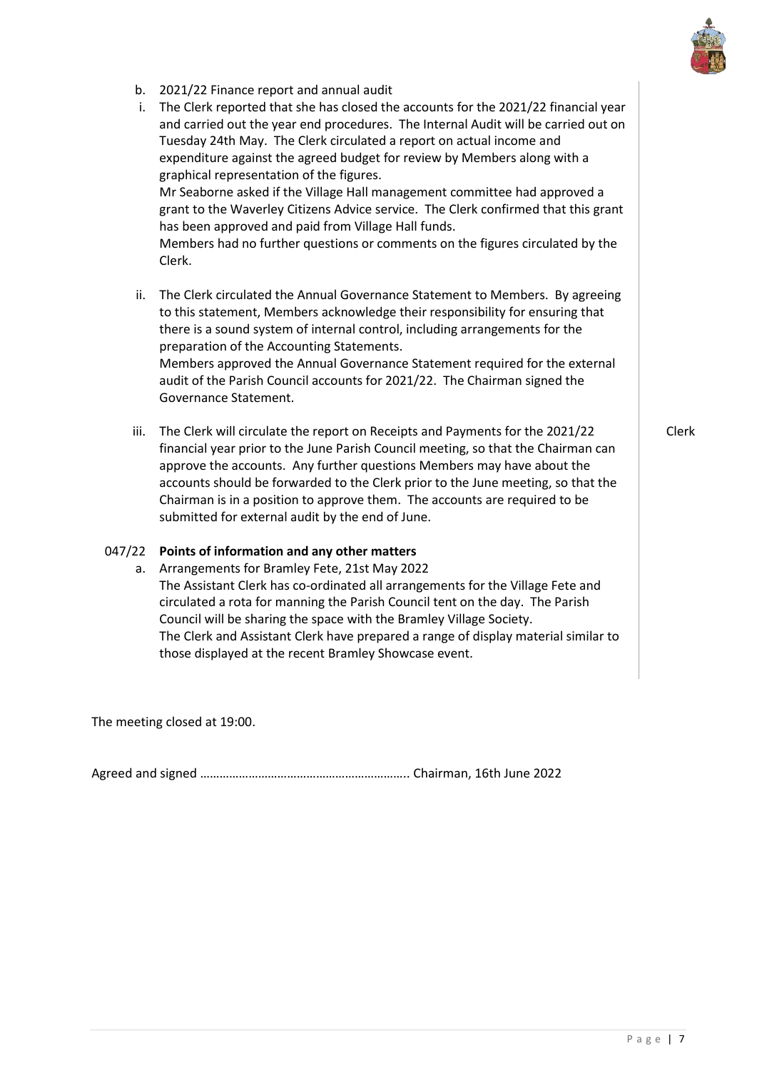b. 2021/22 Finance report and annual audit

i. The Clerk reported that she has closed the accounts for the 2021/22 financial year and carried out the year end procedures. The Internal Audit will be carried out on Tuesday 24th May. The Clerk circulated a report on actual income and expenditure against the agreed budget for review by Members along with a graphical representation of the figures.
Mr Seaborne asked if the Village Hall management committee had approved a grant to the Waverley Citizens Advice service. The Clerk confirmed that this grant has been approved and paid from Village Hall funds.
Members had no further questions or comments on the figures circulated by the Clerk.

ii. The Clerk circulated the Annual Governance Statement to Members. By agreeing to this statement, Members acknowledge their responsibility for ensuring that there is a sound system of internal control, including arrangements for the preparation of the Accounting Statements.
Members approved the Annual Governance Statement required for the external audit of the Parish Council accounts for 2021/22. The Chairman signed the Governance Statement.

iii. The Clerk will circulate the report on Receipts and Payments for the 2021/22 financial year prior to the June Parish Council meeting, so that the Chairman can approve the accounts. Any further questions Members may have about the accounts should be forwarded to the Clerk prior to the June meeting, so that the Chairman is in a position to approve them. The accounts are required to be submitted for external audit by the end of June. — **Clerk**

047/22 **Points of information and any other matters**

a. Arrangements for Bramley Fete, 21st May 2022
The Assistant Clerk has co-ordinated all arrangements for the Village Fete and circulated a rota for manning the Parish Council tent on the day. The Parish Council will be sharing the space with the Bramley Village Society.
The Clerk and Assistant Clerk have prepared a range of display material similar to those displayed at the recent Bramley Showcase event.

The meeting closed at 19:00.

Agreed and signed ……………………………………………………….. Chairman, 16th June 2022